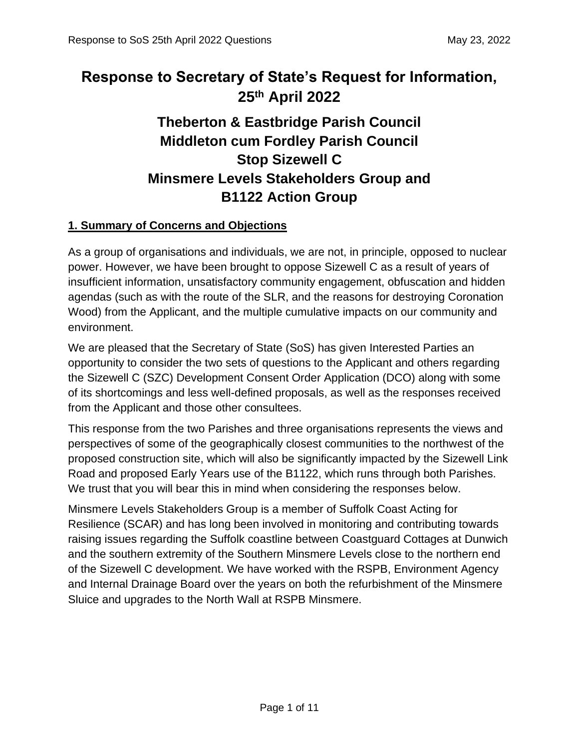# Response to Secretary of State's Request for Information, 25th April 2022

## Theberton & Eastbridge Parish Council
## Middleton cum Fordley Parish Council
## Stop Sizewell C
## Minsmere Levels Stakeholders Group and
## B1122 Action Group

### 1. Summary of Concerns and Objections

As a group of organisations and individuals, we are not, in principle, opposed to nuclear power. However, we have been brought to oppose Sizewell C as a result of years of insufficient information, unsatisfactory community engagement, obfuscation and hidden agendas (such as with the route of the SLR, and the reasons for destroying Coronation Wood) from the Applicant, and the multiple cumulative impacts on our community and environment.

We are pleased that the Secretary of State (SoS) has given Interested Parties an opportunity to consider the two sets of questions to the Applicant and others regarding the Sizewell C (SZC) Development Consent Order Application (DCO) along with some of its shortcomings and less well-defined proposals, as well as the responses received from the Applicant and those other consultees.

This response from the two Parishes and three organisations represents the views and perspectives of some of the geographically closest communities to the northwest of the proposed construction site, which will also be significantly impacted by the Sizewell Link Road and proposed Early Years use of the B1122, which runs through both Parishes. We trust that you will bear this in mind when considering the responses below.

Minsmere Levels Stakeholders Group is a member of Suffolk Coast Acting for Resilience (SCAR) and has long been involved in monitoring and contributing towards raising issues regarding the Suffolk coastline between Coastguard Cottages at Dunwich and the southern extremity of the Southern Minsmere Levels close to the northern end of the Sizewell C development. We have worked with the RSPB, Environment Agency and Internal Drainage Board over the years on both the refurbishment of the Minsmere Sluice and upgrades to the North Wall at RSPB Minsmere.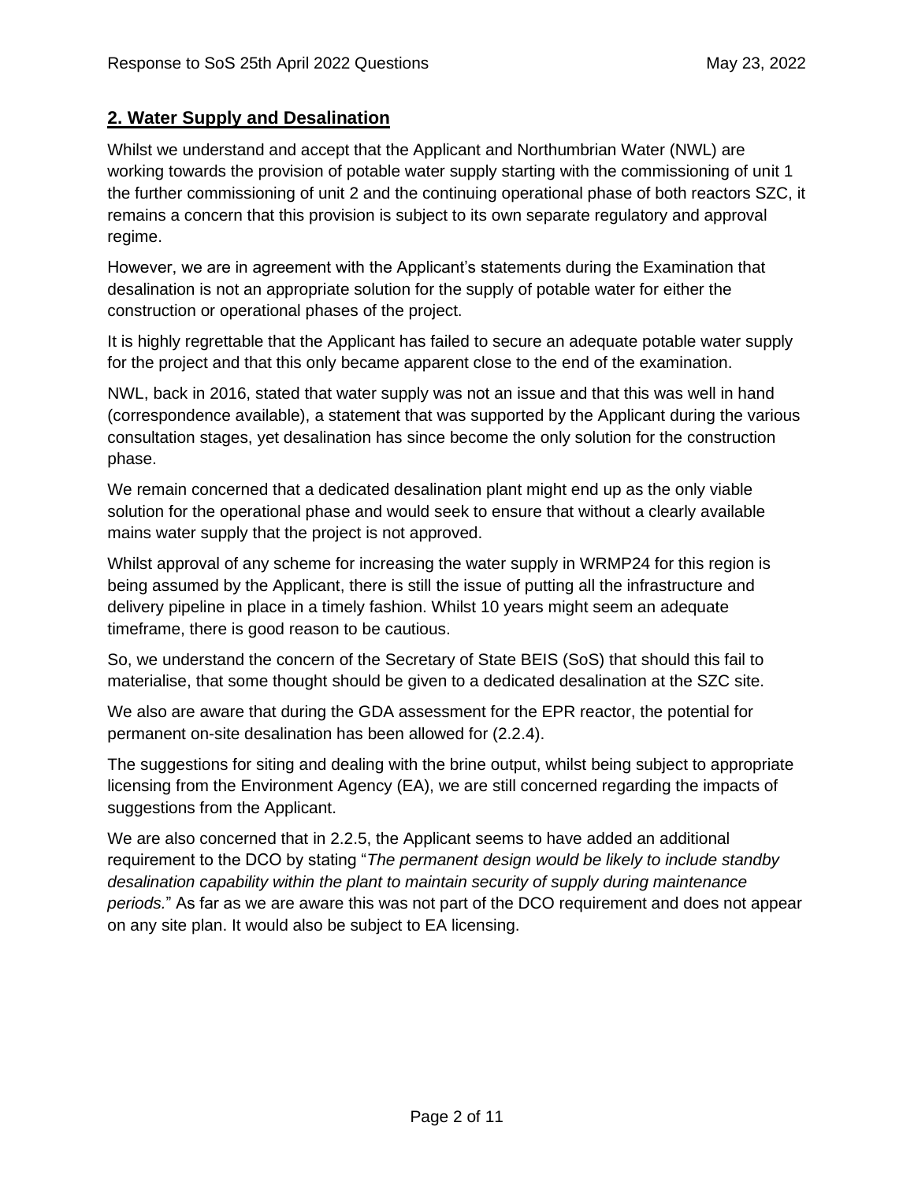## **2. Water Supply and Desalination**

Whilst we understand and accept that the Applicant and Northumbrian Water (NWL) are working towards the provision of potable water supply starting with the commissioning of unit 1 the further commissioning of unit 2 and the continuing operational phase of both reactors SZC, it remains a concern that this provision is subject to its own separate regulatory and approval regime.

However, we are in agreement with the Applicant's statements during the Examination that desalination is not an appropriate solution for the supply of potable water for either the construction or operational phases of the project.

It is highly regrettable that the Applicant has failed to secure an adequate potable water supply for the project and that this only became apparent close to the end of the examination.

NWL, back in 2016, stated that water supply was not an issue and that this was well in hand (correspondence available), a statement that was supported by the Applicant during the various consultation stages, yet desalination has since become the only solution for the construction phase.

We remain concerned that a dedicated desalination plant might end up as the only viable solution for the operational phase and would seek to ensure that without a clearly available mains water supply that the project is not approved.

Whilst approval of any scheme for increasing the water supply in WRMP24 for this region is being assumed by the Applicant, there is still the issue of putting all the infrastructure and delivery pipeline in place in a timely fashion. Whilst 10 years might seem an adequate timeframe, there is good reason to be cautious.

So, we understand the concern of the Secretary of State BEIS (SoS) that should this fail to materialise, that some thought should be given to a dedicated desalination at the SZC site.

We also are aware that during the GDA assessment for the EPR reactor, the potential for permanent on-site desalination has been allowed for (2.2.4).

The suggestions for siting and dealing with the brine output, whilst being subject to appropriate licensing from the Environment Agency (EA), we are still concerned regarding the impacts of suggestions from the Applicant.

We are also concerned that in 2.2.5, the Applicant seems to have added an additional requirement to the DCO by stating "*The permanent design would be likely to include standby desalination capability within the plant to maintain security of supply during maintenance periods.*" As far as we are aware this was not part of the DCO requirement and does not appear on any site plan. It would also be subject to EA licensing.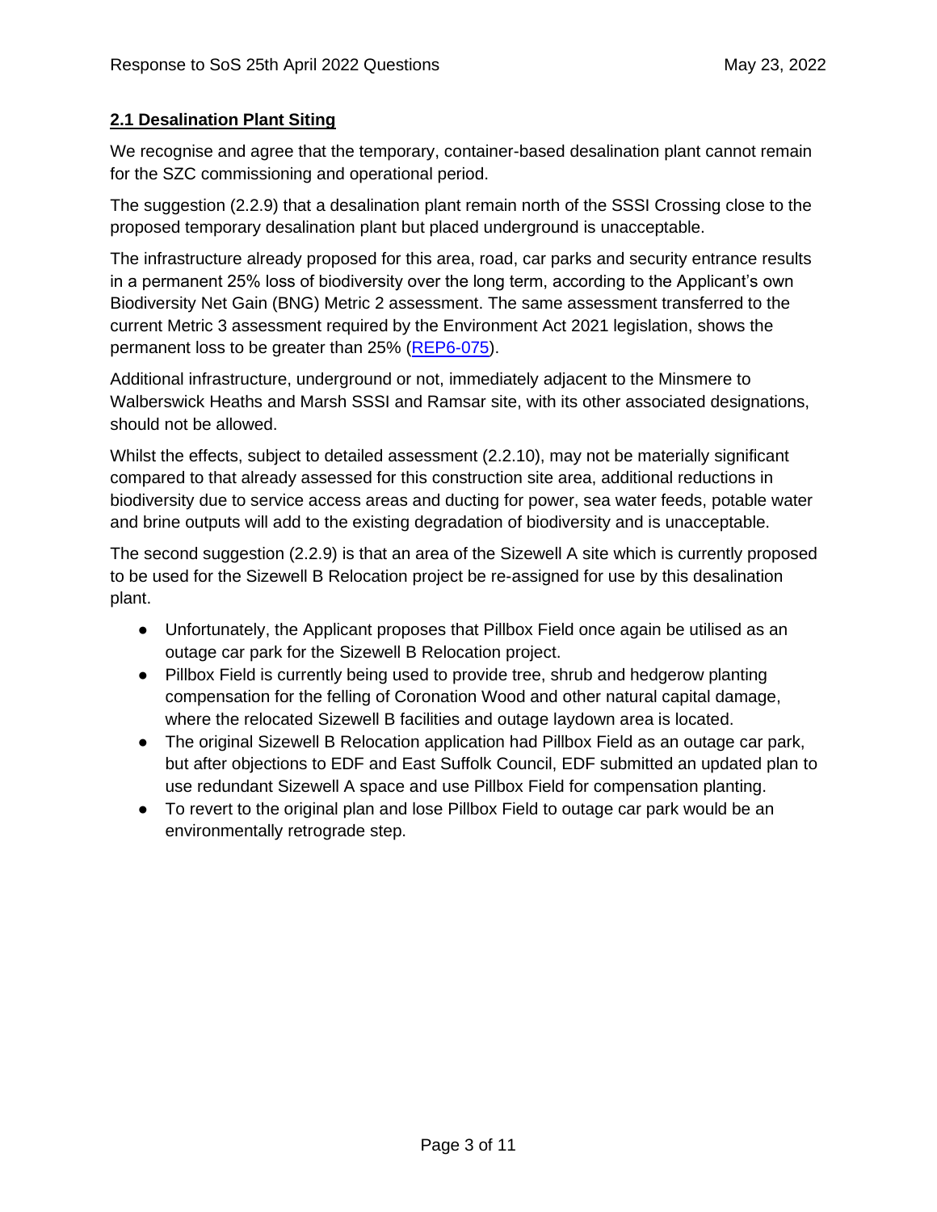## 2.1 Desalination Plant Siting

We recognise and agree that the temporary, container-based desalination plant cannot remain for the SZC commissioning and operational period.

The suggestion (2.2.9) that a desalination plant remain north of the SSSI Crossing close to the proposed temporary desalination plant but placed underground is unacceptable.

The infrastructure already proposed for this area, road, car parks and security entrance results in a permanent 25% loss of biodiversity over the long term, according to the Applicant's own Biodiversity Net Gain (BNG) Metric 2 assessment. The same assessment transferred to the current Metric 3 assessment required by the Environment Act 2021 legislation, shows the permanent loss to be greater than 25% (REP6-075).

Additional infrastructure, underground or not, immediately adjacent to the Minsmere to Walberswick Heaths and Marsh SSSI and Ramsar site, with its other associated designations, should not be allowed.

Whilst the effects, subject to detailed assessment (2.2.10), may not be materially significant compared to that already assessed for this construction site area, additional reductions in biodiversity due to service access areas and ducting for power, sea water feeds, potable water and brine outputs will add to the existing degradation of biodiversity and is unacceptable.

The second suggestion (2.2.9) is that an area of the Sizewell A site which is currently proposed to be used for the Sizewell B Relocation project be re-assigned for use by this desalination plant.

- Unfortunately, the Applicant proposes that Pillbox Field once again be utilised as an outage car park for the Sizewell B Relocation project.
- Pillbox Field is currently being used to provide tree, shrub and hedgerow planting compensation for the felling of Coronation Wood and other natural capital damage, where the relocated Sizewell B facilities and outage laydown area is located.
- The original Sizewell B Relocation application had Pillbox Field as an outage car park, but after objections to EDF and East Suffolk Council, EDF submitted an updated plan to use redundant Sizewell A space and use Pillbox Field for compensation planting.
- To revert to the original plan and lose Pillbox Field to outage car park would be an environmentally retrograde step.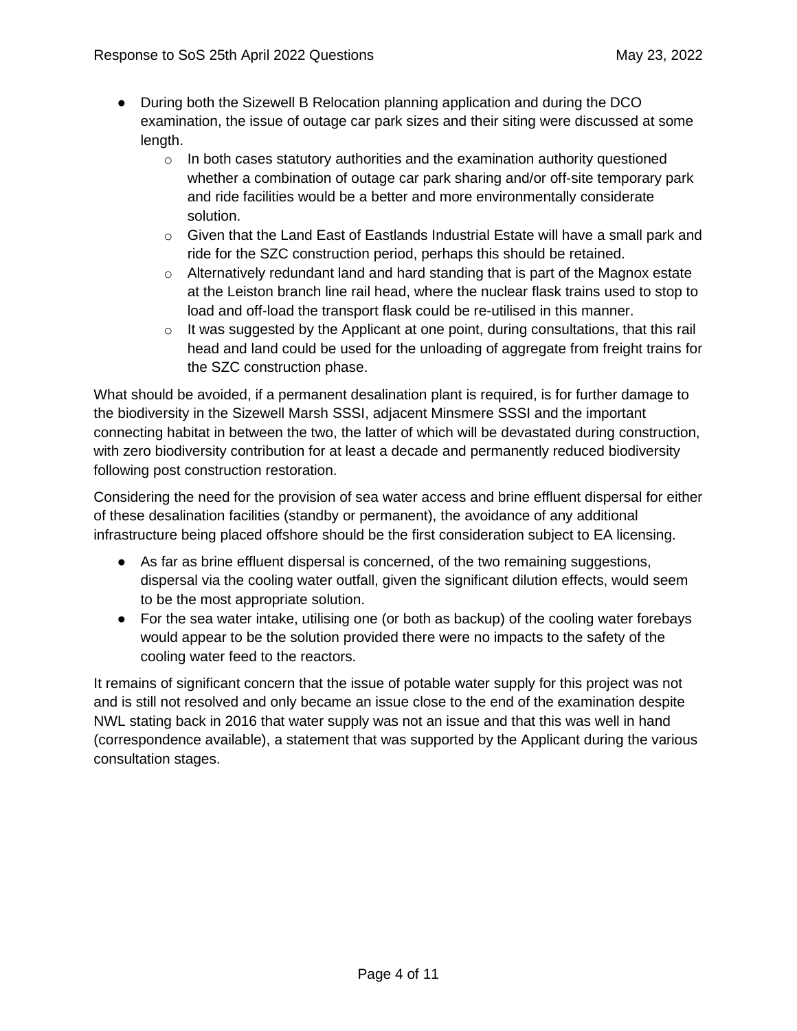- During both the Sizewell B Relocation planning application and during the DCO examination, the issue of outage car park sizes and their siting were discussed at some length.
    - In both cases statutory authorities and the examination authority questioned whether a combination of outage car park sharing and/or off-site temporary park and ride facilities would be a better and more environmentally considerate solution.
    - Given that the Land East of Eastlands Industrial Estate will have a small park and ride for the SZC construction period, perhaps this should be retained.
    - Alternatively redundant land and hard standing that is part of the Magnox estate at the Leiston branch line rail head, where the nuclear flask trains used to stop to load and off-load the transport flask could be re-utilised in this manner.
    - It was suggested by the Applicant at one point, during consultations, that this rail head and land could be used for the unloading of aggregate from freight trains for the SZC construction phase.

What should be avoided, if a permanent desalination plant is required, is for further damage to the biodiversity in the Sizewell Marsh SSSI, adjacent Minsmere SSSI and the important connecting habitat in between the two, the latter of which will be devastated during construction, with zero biodiversity contribution for at least a decade and permanently reduced biodiversity following post construction restoration.

Considering the need for the provision of sea water access and brine effluent dispersal for either of these desalination facilities (standby or permanent), the avoidance of any additional infrastructure being placed offshore should be the first consideration subject to EA licensing.

- As far as brine effluent dispersal is concerned, of the two remaining suggestions, dispersal via the cooling water outfall, given the significant dilution effects, would seem to be the most appropriate solution.
- For the sea water intake, utilising one (or both as backup) of the cooling water forebays would appear to be the solution provided there were no impacts to the safety of the cooling water feed to the reactors.

It remains of significant concern that the issue of potable water supply for this project was not and is still not resolved and only became an issue close to the end of the examination despite NWL stating back in 2016 that water supply was not an issue and that this was well in hand (correspondence available), a statement that was supported by the Applicant during the various consultation stages.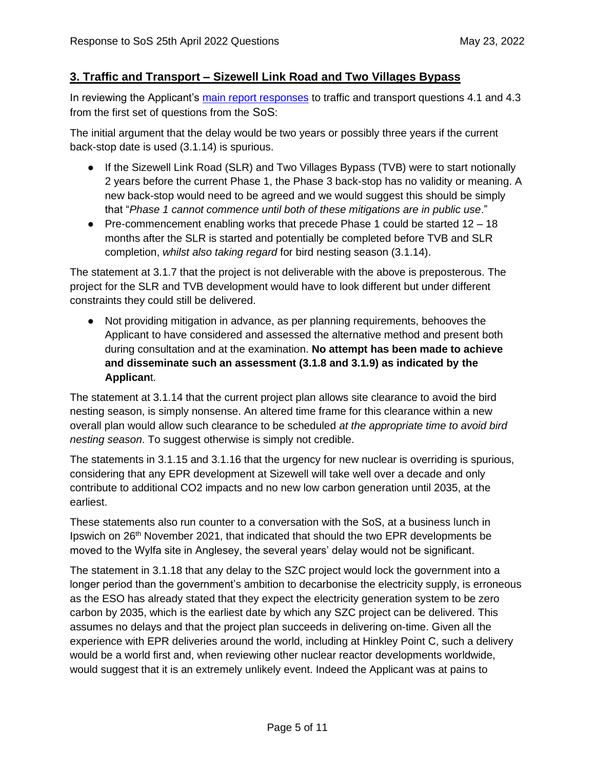## 3. Traffic and Transport – Sizewell Link Road and Two Villages Bypass

In reviewing the Applicant's [main report responses](main report responses) to traffic and transport questions 4.1 and 4.3 from the first set of questions from the SoS:

The initial argument that the delay would be two years or possibly three years if the current back-stop date is used (3.1.14) is spurious.

- If the Sizewell Link Road (SLR) and Two Villages Bypass (TVB) were to start notionally 2 years before the current Phase 1, the Phase 3 back-stop has no validity or meaning. A new back-stop would need to be agreed and we would suggest this should be simply that "*Phase 1 cannot commence until both of these mitigations are in public use*."
- Pre-commencement enabling works that precede Phase 1 could be started 12 – 18 months after the SLR is started and potentially be completed before TVB and SLR completion, *whilst also taking regard* for bird nesting season (3.1.14).

The statement at 3.1.7 that the project is not deliverable with the above is preposterous. The project for the SLR and TVB development would have to look different but under different constraints they could still be delivered.

- Not providing mitigation in advance, as per planning requirements, behooves the Applicant to have considered and assessed the alternative method and present both during consultation and at the examination. **No attempt has been made to achieve and disseminate such an assessment (3.1.8 and 3.1.9) as indicated by the Applicant**.

The statement at 3.1.14 that the current project plan allows site clearance to avoid the bird nesting season, is simply nonsense. An altered time frame for this clearance within a new overall plan would allow such clearance to be scheduled *at the appropriate time to avoid bird nesting season*. To suggest otherwise is simply not credible.

The statements in 3.1.15 and 3.1.16 that the urgency for new nuclear is overriding is spurious, considering that any EPR development at Sizewell will take well over a decade and only contribute to additional $CO_2$ impacts and no new low carbon generation until 2035, at the earliest.

These statements also run counter to a conversation with the SoS, at a business lunch in Ipswich on 26th November 2021, that indicated that should the two EPR developments be moved to the Wylfa site in Anglesey, the several years' delay would not be significant.

The statement in 3.1.18 that any delay to the SZC project would lock the government into a longer period than the government's ambition to decarbonise the electricity supply, is erroneous as the ESO has already stated that they expect the electricity generation system to be zero carbon by 2035, which is the earliest date by which any SZC project can be delivered. This assumes no delays and that the project plan succeeds in delivering on-time. Given all the experience with EPR deliveries around the world, including at Hinkley Point C, such a delivery would be a world first and, when reviewing other nuclear reactor developments worldwide, would suggest that it is an extremely unlikely event. Indeed the Applicant was at pains to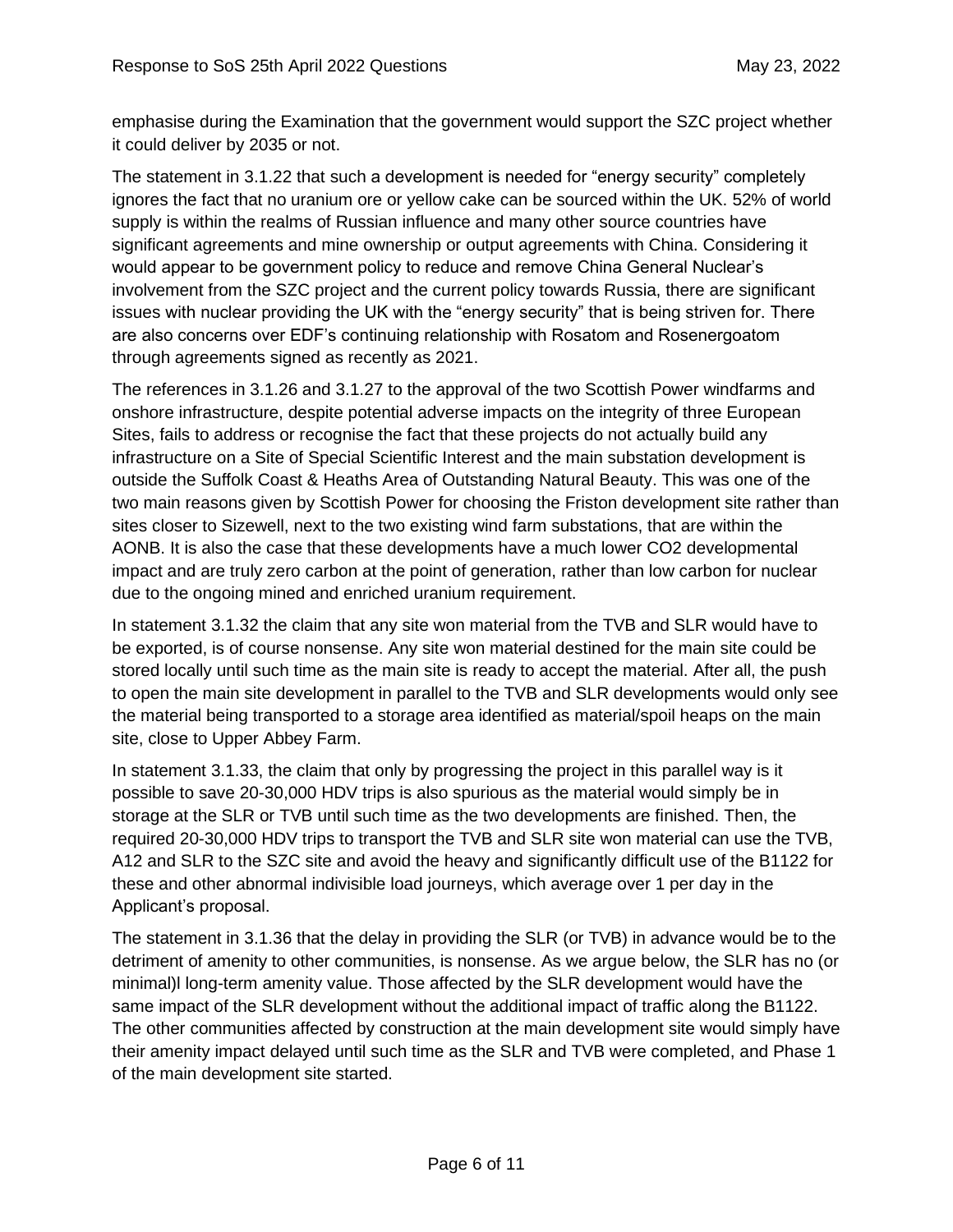emphasise during the Examination that the government would support the SZC project whether it could deliver by 2035 or not.

The statement in 3.1.22 that such a development is needed for "energy security" completely ignores the fact that no uranium ore or yellow cake can be sourced within the UK. 52% of world supply is within the realms of Russian influence and many other source countries have significant agreements and mine ownership or output agreements with China. Considering it would appear to be government policy to reduce and remove China General Nuclear's involvement from the SZC project and the current policy towards Russia, there are significant issues with nuclear providing the UK with the "energy security" that is being striven for. There are also concerns over EDF's continuing relationship with Rosatom and Rosenergoatom through agreements signed as recently as 2021.

The references in 3.1.26 and 3.1.27 to the approval of the two Scottish Power windfarms and onshore infrastructure, despite potential adverse impacts on the integrity of three European Sites, fails to address or recognise the fact that these projects do not actually build any infrastructure on a Site of Special Scientific Interest and the main substation development is outside the Suffolk Coast & Heaths Area of Outstanding Natural Beauty. This was one of the two main reasons given by Scottish Power for choosing the Friston development site rather than sites closer to Sizewell, next to the two existing wind farm substations, that are within the AONB. It is also the case that these developments have a much lower CO2 developmental impact and are truly zero carbon at the point of generation, rather than low carbon for nuclear due to the ongoing mined and enriched uranium requirement.

In statement 3.1.32 the claim that any site won material from the TVB and SLR would have to be exported, is of course nonsense. Any site won material destined for the main site could be stored locally until such time as the main site is ready to accept the material. After all, the push to open the main site development in parallel to the TVB and SLR developments would only see the material being transported to a storage area identified as material/spoil heaps on the main site, close to Upper Abbey Farm.

In statement 3.1.33, the claim that only by progressing the project in this parallel way is it possible to save 20-30,000 HDV trips is also spurious as the material would simply be in storage at the SLR or TVB until such time as the two developments are finished. Then, the required 20-30,000 HDV trips to transport the TVB and SLR site won material can use the TVB, A12 and SLR to the SZC site and avoid the heavy and significantly difficult use of the B1122 for these and other abnormal indivisible load journeys, which average over 1 per day in the Applicant's proposal.

The statement in 3.1.36 that the delay in providing the SLR (or TVB) in advance would be to the detriment of amenity to other communities, is nonsense. As we argue below, the SLR has no (or minimal)l long-term amenity value. Those affected by the SLR development would have the same impact of the SLR development without the additional impact of traffic along the B1122. The other communities affected by construction at the main development site would simply have their amenity impact delayed until such time as the SLR and TVB were completed, and Phase 1 of the main development site started.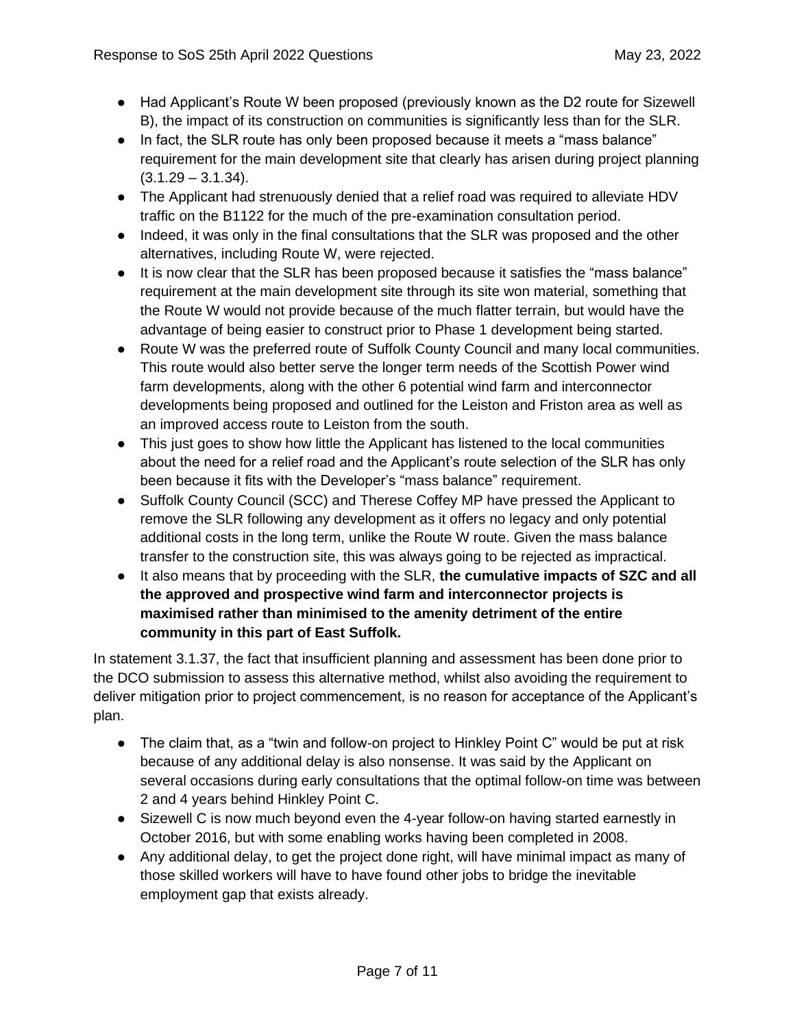- Had Applicant's Route W been proposed (previously known as the D2 route for Sizewell B), the impact of its construction on communities is significantly less than for the SLR.
- In fact, the SLR route has only been proposed because it meets a "mass balance" requirement for the main development site that clearly has arisen during project planning (3.1.29 – 3.1.34).
- The Applicant had strenuously denied that a relief road was required to alleviate HDV traffic on the B1122 for the much of the pre-examination consultation period.
- Indeed, it was only in the final consultations that the SLR was proposed and the other alternatives, including Route W, were rejected.
- It is now clear that the SLR has been proposed because it satisfies the "mass balance" requirement at the main development site through its site won material, something that the Route W would not provide because of the much flatter terrain, but would have the advantage of being easier to construct prior to Phase 1 development being started.
- Route W was the preferred route of Suffolk County Council and many local communities. This route would also better serve the longer term needs of the Scottish Power wind farm developments, along with the other 6 potential wind farm and interconnector developments being proposed and outlined for the Leiston and Friston area as well as an improved access route to Leiston from the south.
- This just goes to show how little the Applicant has listened to the local communities about the need for a relief road and the Applicant's route selection of the SLR has only been because it fits with the Developer's "mass balance" requirement.
- Suffolk County Council (SCC) and Therese Coffey MP have pressed the Applicant to remove the SLR following any development as it offers no legacy and only potential additional costs in the long term, unlike the Route W route. Given the mass balance transfer to the construction site, this was always going to be rejected as impractical.
- It also means that by proceeding with the SLR, **the cumulative impacts of SZC and all the approved and prospective wind farm and interconnector projects is maximised rather than minimised to the amenity detriment of the entire community in this part of East Suffolk.**

In statement 3.1.37, the fact that insufficient planning and assessment has been done prior to the DCO submission to assess this alternative method, whilst also avoiding the requirement to deliver mitigation prior to project commencement, is no reason for acceptance of the Applicant's plan.

- The claim that, as a "twin and follow-on project to Hinkley Point C" would be put at risk because of any additional delay is also nonsense. It was said by the Applicant on several occasions during early consultations that the optimal follow-on time was between 2 and 4 years behind Hinkley Point C.
- Sizewell C is now much beyond even the 4-year follow-on having started earnestly in October 2016, but with some enabling works having been completed in 2008.
- Any additional delay, to get the project done right, will have minimal impact as many of those skilled workers will have to have found other jobs to bridge the inevitable employment gap that exists already.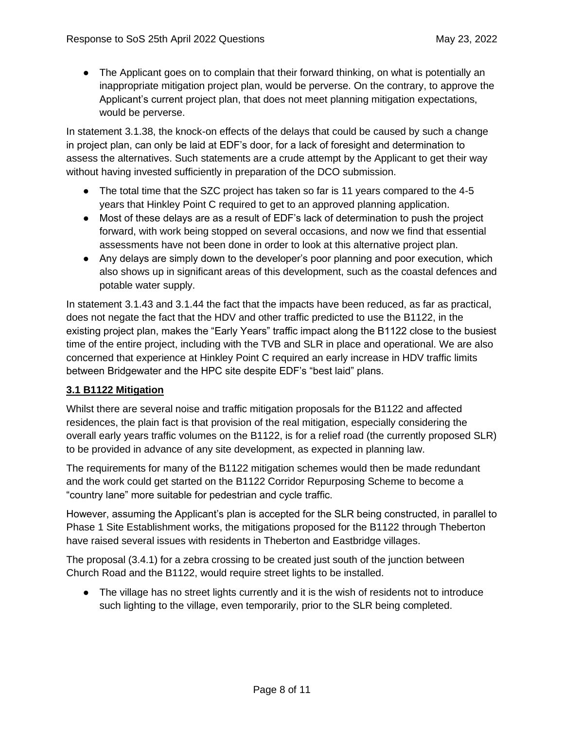- The Applicant goes on to complain that their forward thinking, on what is potentially an inappropriate mitigation project plan, would be perverse. On the contrary, to approve the Applicant's current project plan, that does not meet planning mitigation expectations, would be perverse.

In statement 3.1.38, the knock-on effects of the delays that could be caused by such a change in project plan, can only be laid at EDF's door, for a lack of foresight and determination to assess the alternatives. Such statements are a crude attempt by the Applicant to get their way without having invested sufficiently in preparation of the DCO submission.

- The total time that the SZC project has taken so far is 11 years compared to the 4-5 years that Hinkley Point C required to get to an approved planning application.
- Most of these delays are as a result of EDF's lack of determination to push the project forward, with work being stopped on several occasions, and now we find that essential assessments have not been done in order to look at this alternative project plan.
- Any delays are simply down to the developer's poor planning and poor execution, which also shows up in significant areas of this development, such as the coastal defences and potable water supply.

In statement 3.1.43 and 3.1.44 the fact that the impacts have been reduced, as far as practical, does not negate the fact that the HDV and other traffic predicted to use the B1122, in the existing project plan, makes the "Early Years" traffic impact along the B1122 close to the busiest time of the entire project, including with the TVB and SLR in place and operational. We are also concerned that experience at Hinkley Point C required an early increase in HDV traffic limits between Bridgewater and the HPC site despite EDF's "best laid" plans.

**3.1 B1122 Mitigation**

Whilst there are several noise and traffic mitigation proposals for the B1122 and affected residences, the plain fact is that provision of the real mitigation, especially considering the overall early years traffic volumes on the B1122, is for a relief road (the currently proposed SLR) to be provided in advance of any site development, as expected in planning law.

The requirements for many of the B1122 mitigation schemes would then be made redundant and the work could get started on the B1122 Corridor Repurposing Scheme to become a "country lane" more suitable for pedestrian and cycle traffic.

However, assuming the Applicant's plan is accepted for the SLR being constructed, in parallel to Phase 1 Site Establishment works, the mitigations proposed for the B1122 through Theberton have raised several issues with residents in Theberton and Eastbridge villages.

The proposal (3.4.1) for a zebra crossing to be created just south of the junction between Church Road and the B1122, would require street lights to be installed.

- The village has no street lights currently and it is the wish of residents not to introduce such lighting to the village, even temporarily, prior to the SLR being completed.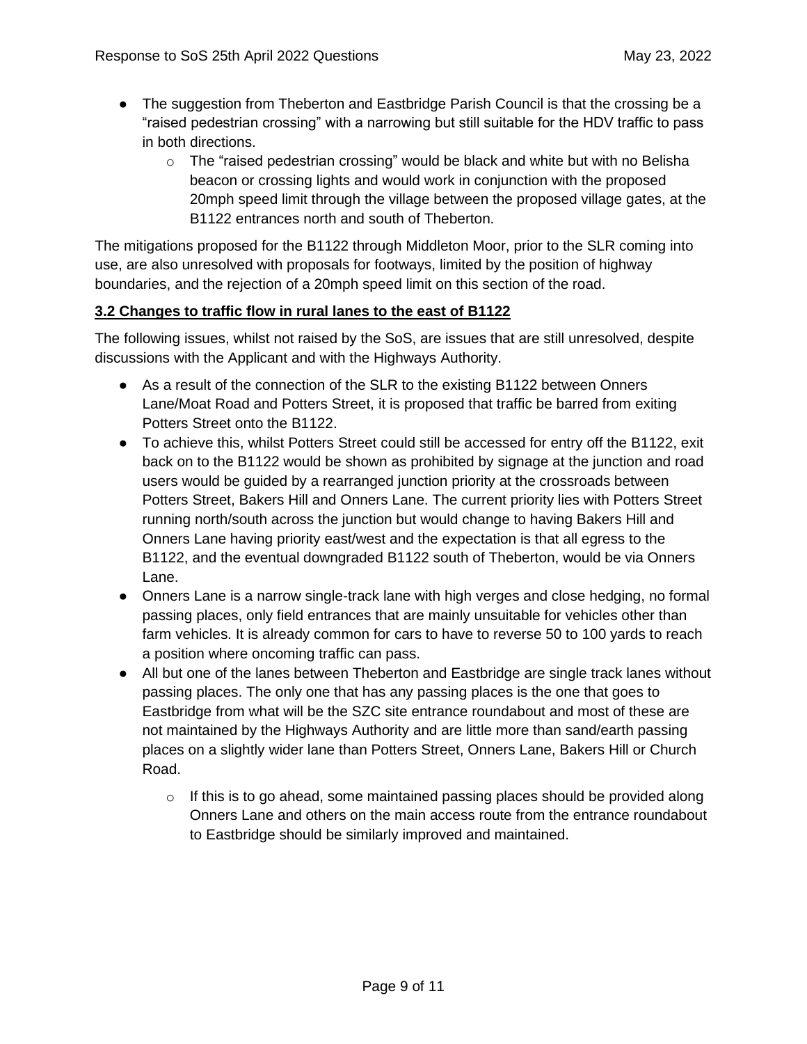- The suggestion from Theberton and Eastbridge Parish Council is that the crossing be a "raised pedestrian crossing" with a narrowing but still suitable for the HDV traffic to pass in both directions.
    - The "raised pedestrian crossing" would be black and white but with no Belisha beacon or crossing lights and would work in conjunction with the proposed 20mph speed limit through the village between the proposed village gates, at the B1122 entrances north and south of Theberton.

The mitigations proposed for the B1122 through Middleton Moor, prior to the SLR coming into use, are also unresolved with proposals for footways, limited by the position of highway boundaries, and the rejection of a 20mph speed limit on this section of the road.

**3.2 Changes to traffic flow in rural lanes to the east of B1122**

The following issues, whilst not raised by the SoS, are issues that are still unresolved, despite discussions with the Applicant and with the Highways Authority.

- As a result of the connection of the SLR to the existing B1122 between Onners Lane/Moat Road and Potters Street, it is proposed that traffic be barred from exiting Potters Street onto the B1122.
- To achieve this, whilst Potters Street could still be accessed for entry off the B1122, exit back on to the B1122 would be shown as prohibited by signage at the junction and road users would be guided by a rearranged junction priority at the crossroads between Potters Street, Bakers Hill and Onners Lane. The current priority lies with Potters Street running north/south across the junction but would change to having Bakers Hill and Onners Lane having priority east/west and the expectation is that all egress to the B1122, and the eventual downgraded B1122 south of Theberton, would be via Onners Lane.
- Onners Lane is a narrow single-track lane with high verges and close hedging, no formal passing places, only field entrances that are mainly unsuitable for vehicles other than farm vehicles. It is already common for cars to have to reverse 50 to 100 yards to reach a position where oncoming traffic can pass.
- All but one of the lanes between Theberton and Eastbridge are single track lanes without passing places. The only one that has any passing places is the one that goes to Eastbridge from what will be the SZC site entrance roundabout and most of these are not maintained by the Highways Authority and are little more than sand/earth passing places on a slightly wider lane than Potters Street, Onners Lane, Bakers Hill or Church Road.
    - If this is to go ahead, some maintained passing places should be provided along Onners Lane and others on the main access route from the entrance roundabout to Eastbridge should be similarly improved and maintained.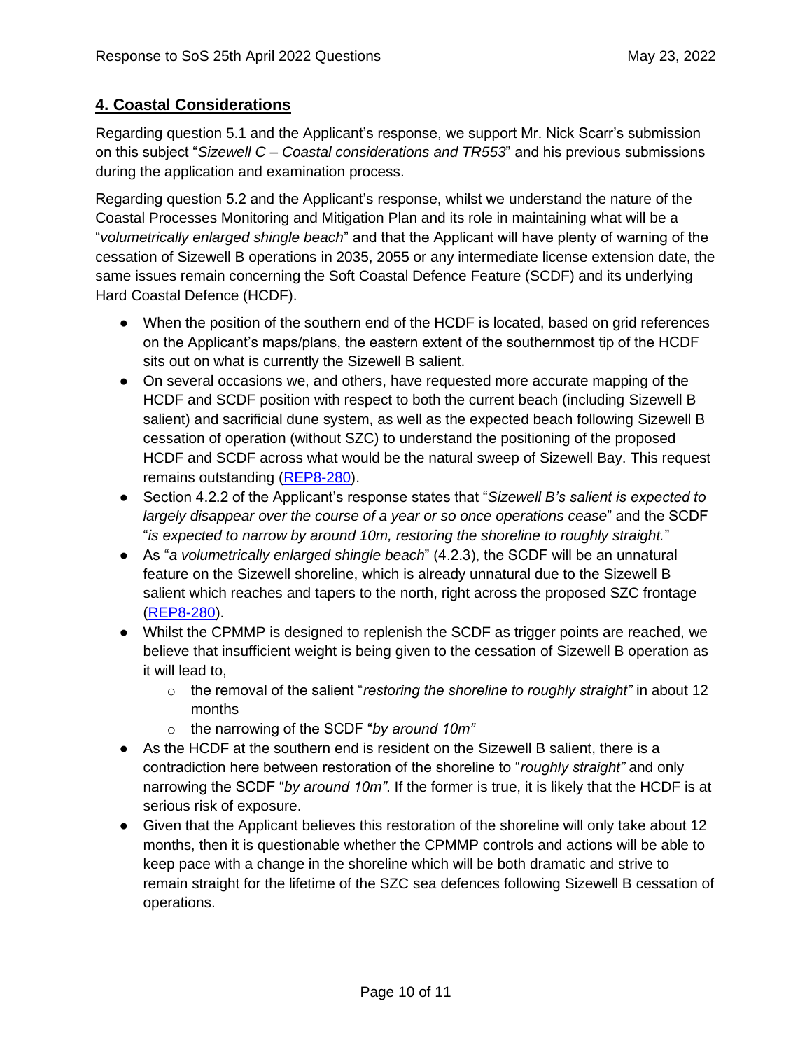## 4. Coastal Considerations

Regarding question 5.1 and the Applicant's response, we support Mr. Nick Scarr's submission on this subject "*Sizewell C – Coastal considerations and TR553*" and his previous submissions during the application and examination process.

Regarding question 5.2 and the Applicant's response, whilst we understand the nature of the Coastal Processes Monitoring and Mitigation Plan and its role in maintaining what will be a "*volumetrically enlarged shingle beach*" and that the Applicant will have plenty of warning of the cessation of Sizewell B operations in 2035, 2055 or any intermediate license extension date, the same issues remain concerning the Soft Coastal Defence Feature (SCDF) and its underlying Hard Coastal Defence (HCDF).

- When the position of the southern end of the HCDF is located, based on grid references on the Applicant's maps/plans, the eastern extent of the southernmost tip of the HCDF sits out on what is currently the Sizewell B salient.
- On several occasions we, and others, have requested more accurate mapping of the HCDF and SCDF position with respect to both the current beach (including Sizewell B salient) and sacrificial dune system, as well as the expected beach following Sizewell B cessation of operation (without SZC) to understand the positioning of the proposed HCDF and SCDF across what would be the natural sweep of Sizewell Bay. This request remains outstanding ([REP8-280]).
- Section 4.2.2 of the Applicant's response states that "*Sizewell B's salient is expected to largely disappear over the course of a year or so once operations cease*" and the SCDF "*is expected to narrow by around 10m, restoring the shoreline to roughly straight.*"
- As "*a volumetrically enlarged shingle beach*" (4.2.3), the SCDF will be an unnatural feature on the Sizewell shoreline, which is already unnatural due to the Sizewell B salient which reaches and tapers to the north, right across the proposed SZC frontage ([REP8-280]).
- Whilst the CPMMP is designed to replenish the SCDF as trigger points are reached, we believe that insufficient weight is being given to the cessation of Sizewell B operation as it will lead to,
  - the removal of the salient "*restoring the shoreline to roughly straight"* in about 12 months
  - the narrowing of the SCDF "*by around 10m"*
- As the HCDF at the southern end is resident on the Sizewell B salient, there is a contradiction here between restoration of the shoreline to "*roughly straight"* and only narrowing the SCDF "*by around 10m"*. If the former is true, it is likely that the HCDF is at serious risk of exposure.
- Given that the Applicant believes this restoration of the shoreline will only take about 12 months, then it is questionable whether the CPMMP controls and actions will be able to keep pace with a change in the shoreline which will be both dramatic and strive to remain straight for the lifetime of the SZC sea defences following Sizewell B cessation of operations.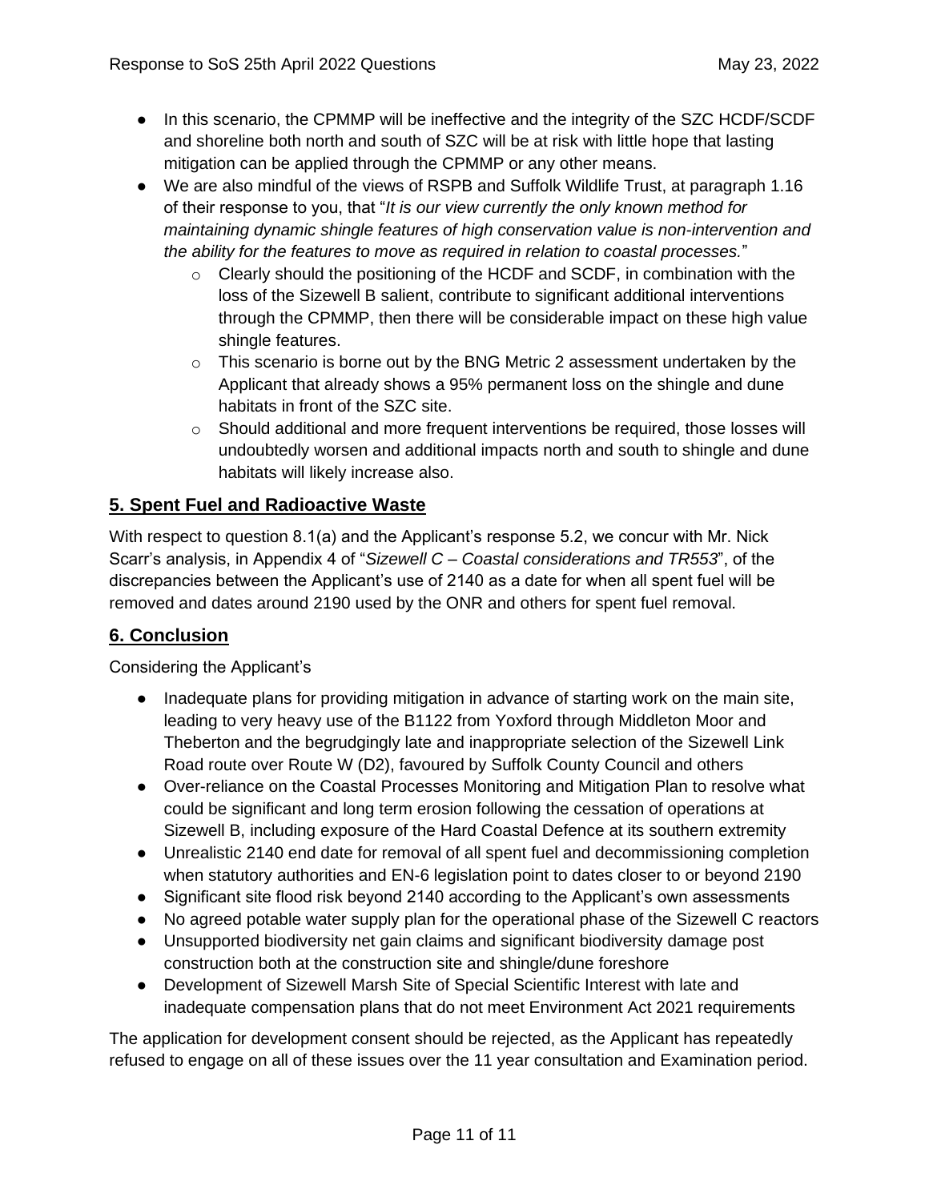- In this scenario, the CPMMP will be ineffective and the integrity of the SZC HCDF/SCDF and shoreline both north and south of SZC will be at risk with little hope that lasting mitigation can be applied through the CPMMP or any other means.
- We are also mindful of the views of RSPB and Suffolk Wildlife Trust, at paragraph 1.16 of their response to you, that "*It is our view currently the only known method for maintaining dynamic shingle features of high conservation value is non-intervention and the ability for the features to move as required in relation to coastal processes.*"
  - Clearly should the positioning of the HCDF and SCDF, in combination with the loss of the Sizewell B salient, contribute to significant additional interventions through the CPMMP, then there will be considerable impact on these high value shingle features.
  - This scenario is borne out by the BNG Metric 2 assessment undertaken by the Applicant that already shows a 95% permanent loss on the shingle and dune habitats in front of the SZC site.
  - Should additional and more frequent interventions be required, those losses will undoubtedly worsen and additional impacts north and south to shingle and dune habitats will likely increase also.

## 5. Spent Fuel and Radioactive Waste

With respect to question 8.1(a) and the Applicant's response 5.2, we concur with Mr. Nick Scarr's analysis, in Appendix 4 of "*Sizewell C – Coastal considerations and TR553*", of the discrepancies between the Applicant's use of 2140 as a date for when all spent fuel will be removed and dates around 2190 used by the ONR and others for spent fuel removal.

## 6. Conclusion

Considering the Applicant's

- Inadequate plans for providing mitigation in advance of starting work on the main site, leading to very heavy use of the B1122 from Yoxford through Middleton Moor and Theberton and the begrudgingly late and inappropriate selection of the Sizewell Link Road route over Route W (D2), favoured by Suffolk County Council and others
- Over-reliance on the Coastal Processes Monitoring and Mitigation Plan to resolve what could be significant and long term erosion following the cessation of operations at Sizewell B, including exposure of the Hard Coastal Defence at its southern extremity
- Unrealistic 2140 end date for removal of all spent fuel and decommissioning completion when statutory authorities and EN-6 legislation point to dates closer to or beyond 2190
- Significant site flood risk beyond 2140 according to the Applicant's own assessments
- No agreed potable water supply plan for the operational phase of the Sizewell C reactors
- Unsupported biodiversity net gain claims and significant biodiversity damage post construction both at the construction site and shingle/dune foreshore
- Development of Sizewell Marsh Site of Special Scientific Interest with late and inadequate compensation plans that do not meet Environment Act 2021 requirements

The application for development consent should be rejected, as the Applicant has repeatedly refused to engage on all of these issues over the 11 year consultation and Examination period.